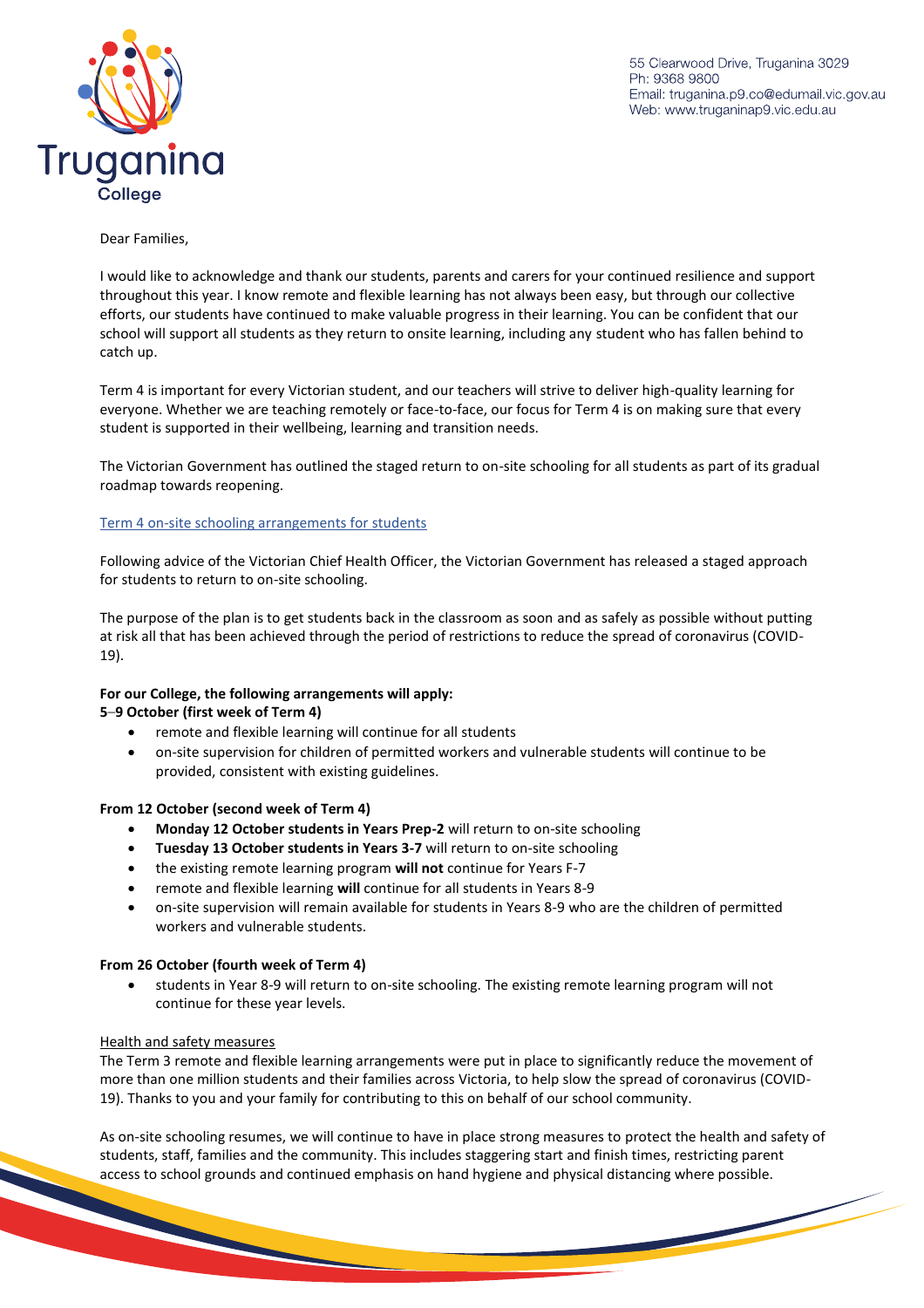Truganina College

55 Clearwood Drive, Truganina 3029
Ph: 9368 9800
Email: truganina.p9.co@edumail.vic.gov.au
Web: www.truganinap9.vic.edu.au

Dear Families,

I would like to acknowledge and thank our students, parents and carers for your continued resilience and support throughout this year. I know remote and flexible learning has not always been easy, but through our collective efforts, our students have continued to make valuable progress in their learning. You can be confident that our school will support all students as they return to onsite learning, including any student who has fallen behind to catch up.

Term 4 is important for every Victorian student, and our teachers will strive to deliver high-quality learning for everyone. Whether we are teaching remotely or face-to-face, our focus for Term 4 is on making sure that every student is supported in their wellbeing, learning and transition needs.

The Victorian Government has outlined the staged return to on-site schooling for all students as part of its gradual roadmap towards reopening.

Term 4 on-site schooling arrangements for students

Following advice of the Victorian Chief Health Officer, the Victorian Government has released a staged approach for students to return to on-site schooling.

The purpose of the plan is to get students back in the classroom as soon and as safely as possible without putting at risk all that has been achieved through the period of restrictions to reduce the spread of coronavirus (COVID-19).

**For our College, the following arrangements will apply:**
**5–9 October (first week of Term 4)**

- remote and flexible learning will continue for all students
- on-site supervision for children of permitted workers and vulnerable students will continue to be provided, consistent with existing guidelines.

**From 12 October (second week of Term 4)**

- **Monday 12 October students in Years Prep-2** will return to on-site schooling
- **Tuesday 13 October students in Years 3-7** will return to on-site schooling
- the existing remote learning program **will not** continue for Years F-7
- remote and flexible learning **will** continue for all students in Years 8-9
- on-site supervision will remain available for students in Years 8-9 who are the children of permitted workers and vulnerable students.

**From 26 October (fourth week of Term 4)**

- students in Year 8-9 will return to on-site schooling. The existing remote learning program will not continue for these year levels.

Health and safety measures
The Term 3 remote and flexible learning arrangements were put in place to significantly reduce the movement of more than one million students and their families across Victoria, to help slow the spread of coronavirus (COVID-19). Thanks to you and your family for contributing to this on behalf of our school community.

As on-site schooling resumes, we will continue to have in place strong measures to protect the health and safety of students, staff, families and the community. This includes staggering start and finish times, restricting parent access to school grounds and continued emphasis on hand hygiene and physical distancing where possible.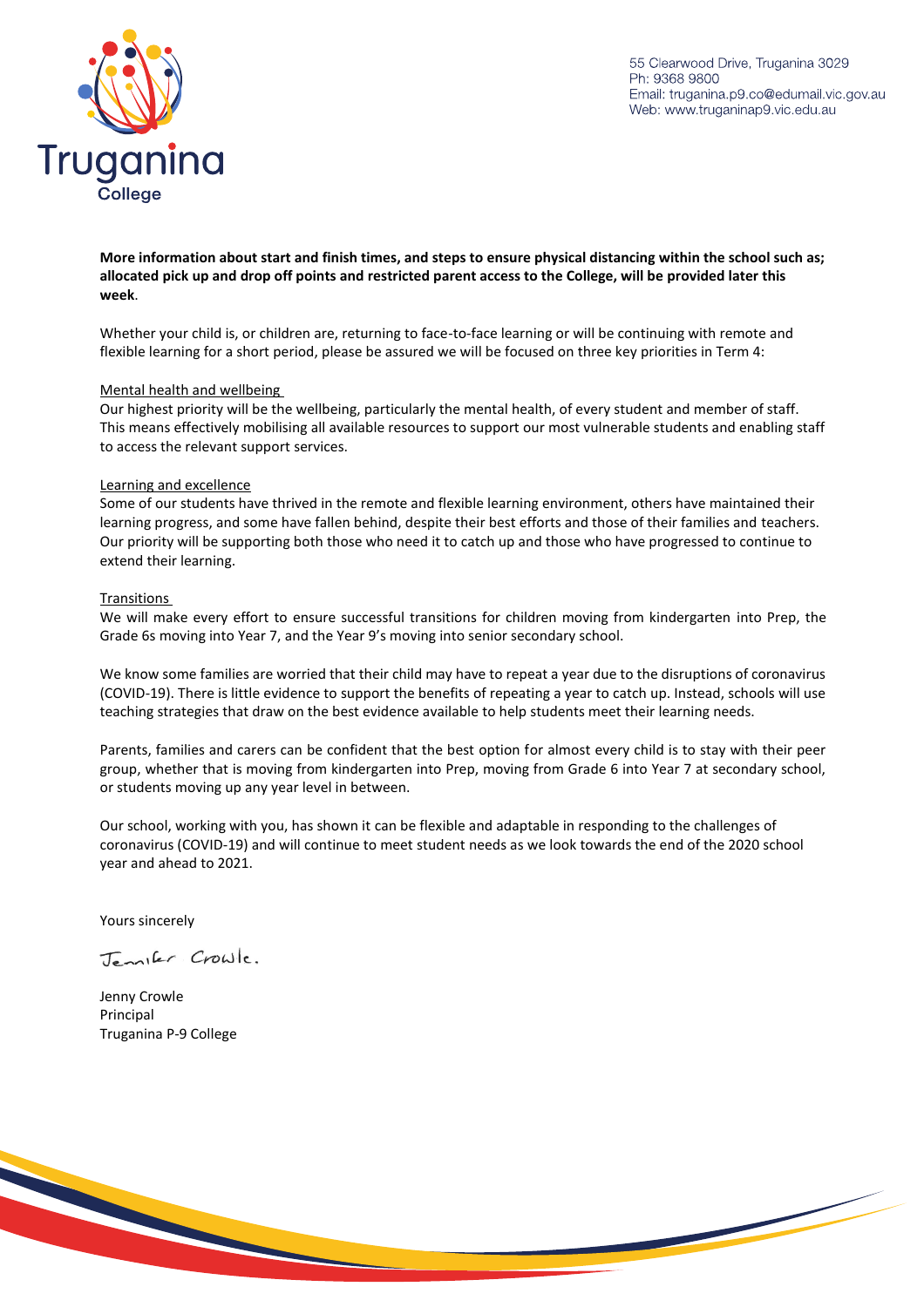Truganina College

55 Clearwood Drive, Truganina 3029
Ph: 9368 9800
Email: truganina.p9.co@edumail.vic.gov.au
Web: www.truganinap9.vic.edu.au

**More information about start and finish times, and steps to ensure physical distancing within the school such as; allocated pick up and drop off points and restricted parent access to the College, will be provided later this week**.

Whether your child is, or children are, returning to face-to-face learning or will be continuing with remote and flexible learning for a short period, please be assured we will be focused on three key priorities in Term 4:

Mental health and wellbeing

Our highest priority will be the wellbeing, particularly the mental health, of every student and member of staff. This means effectively mobilising all available resources to support our most vulnerable students and enabling staff to access the relevant support services.

Learning and excellence

Some of our students have thrived in the remote and flexible learning environment, others have maintained their learning progress, and some have fallen behind, despite their best efforts and those of their families and teachers. Our priority will be supporting both those who need it to catch up and those who have progressed to continue to extend their learning.

Transitions

We will make every effort to ensure successful transitions for children moving from kindergarten into Prep, the Grade 6s moving into Year 7, and the Year 9's moving into senior secondary school.

We know some families are worried that their child may have to repeat a year due to the disruptions of coronavirus (COVID-19). There is little evidence to support the benefits of repeating a year to catch up. Instead, schools will use teaching strategies that draw on the best evidence available to help students meet their learning needs.

Parents, families and carers can be confident that the best option for almost every child is to stay with their peer group, whether that is moving from kindergarten into Prep, moving from Grade 6 into Year 7 at secondary school, or students moving up any year level in between.

Our school, working with you, has shown it can be flexible and adaptable in responding to the challenges of coronavirus (COVID-19) and will continue to meet student needs as we look towards the end of the 2020 school year and ahead to 2021.

Yours sincerely

Jennifer Crowle.

Jenny Crowle
Principal
Truganina P-9 College